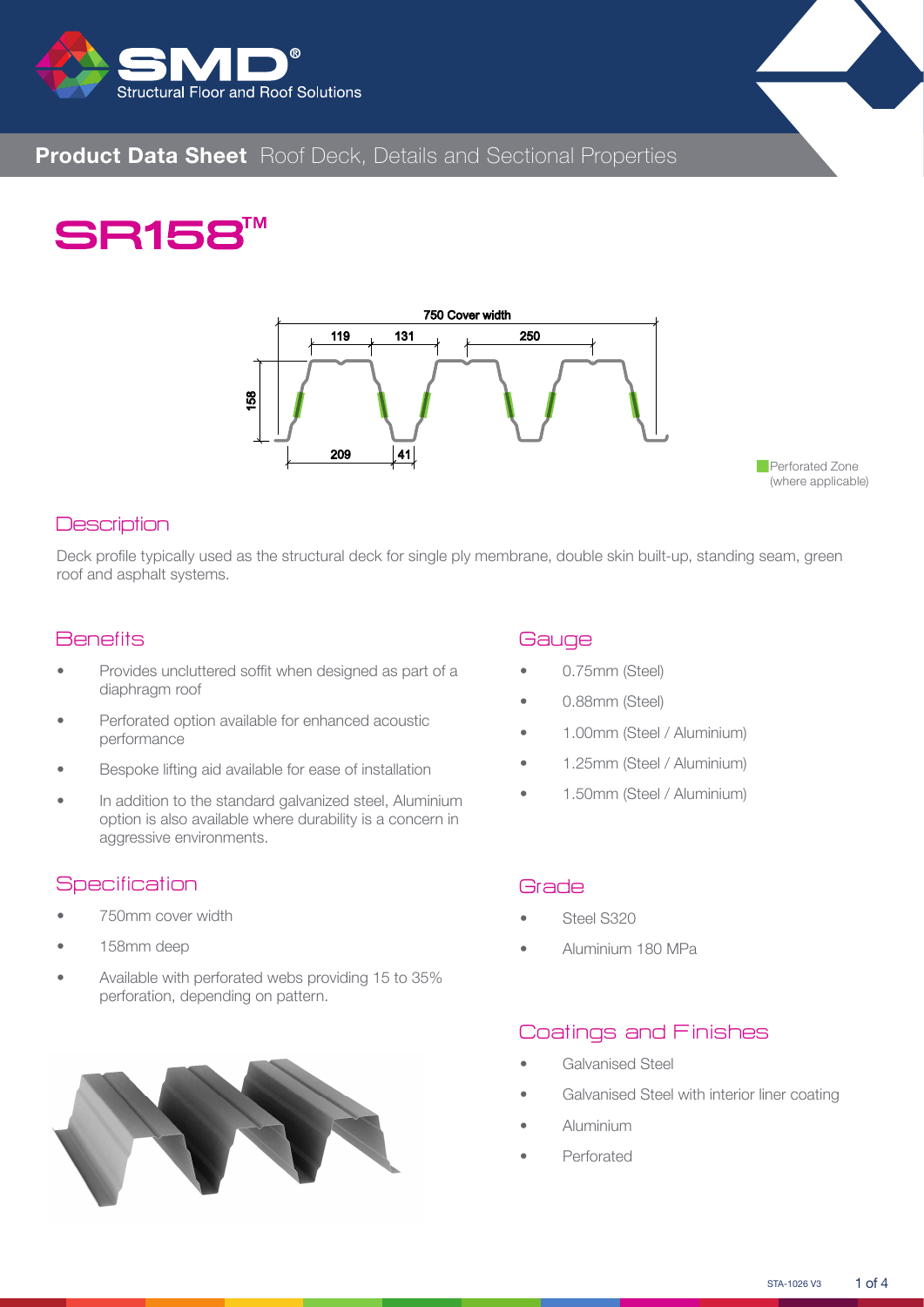# Product Data Sheet Roof Deck, Details and Sectional Properties

# SR158™

750 Cover width

119 131 250

158

209 41

Perforated Zone (where applicable)

## Description

Deck profile typically used as the structural deck for single ply membrane, double skin built-up, standing seam, green roof and asphalt systems.

## Benefits

- Provides uncluttered soffit when designed as part of a diaphragm roof
- Perforated option available for enhanced acoustic performance
- Bespoke lifting aid available for ease of installation
- In addition to the standard galvanized steel, Aluminium option is also available where durability is a concern in aggressive environments.

## Specification

- 750mm cover width
- 158mm deep
- Available with perforated webs providing 15 to 35% perforation, depending on pattern.

## Gauge

- 0.75mm (Steel)
- 0.88mm (Steel)
- 1.00mm (Steel / Aluminium)
- 1.25mm (Steel / Aluminium)
- 1.50mm (Steel / Aluminium)

## Grade

- Steel S320
- Aluminium 180 MPa

## Coatings and Finishes

- Galvanised Steel
- Galvanised Steel with interior liner coating
- Aluminium
- Perforated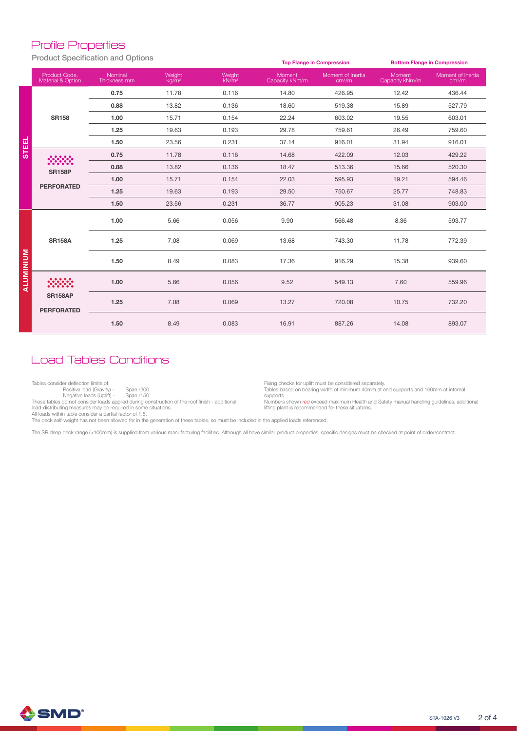# Profile Properties

## Product Specification and Options

| | Product Code, Material & Option | Nominal Thickness mm | Weight $kg/m^2$ | Weight $kN/m^2$ | Top Flange in Compression: Moment Capacity kNm/m | Top Flange in Compression: Moment of Inertia $cm^4/m$ | Bottom Flange in Compression: Moment Capacity kNm/m | Bottom Flange in Compression: Moment of Inertia $cm^4/m$ |
|---|---|---|---|---|---|---|---|---|
| STEEL | SR158 | 0.75 | 11.78 | 0.116 | 14.80 | 426.95 | 12.42 | 436.44 |
| | | 0.88 | 13.82 | 0.136 | 18.60 | 519.38 | 15.89 | 527.79 |
| | | 1.00 | 15.71 | 0.154 | 22.24 | 603.02 | 19.55 | 603.01 |
| | | 1.25 | 19.63 | 0.193 | 29.78 | 759.61 | 26.49 | 759.60 |
| | | 1.50 | 23.56 | 0.231 | 37.14 | 916.01 | 31.94 | 916.01 |
| | SR158P PERFORATED | 0.75 | 11.78 | 0.116 | 14.68 | 422.09 | 12.03 | 429.22 |
| | | 0.88 | 13.82 | 0.136 | 18.47 | 513.36 | 15.66 | 520.30 |
| | | 1.00 | 15.71 | 0.154 | 22.03 | 595.93 | 19.21 | 594.46 |
| | | 1.25 | 19.63 | 0.193 | 29.50 | 750.67 | 25.77 | 748.83 |
| | | 1.50 | 23.56 | 0.231 | 36.77 | 905.23 | 31.08 | 903.00 |
| ALUMINIUM | SR158A | 1.00 | 5.66 | 0.056 | 9.90 | 566.48 | 8.36 | 593.77 |
| | | 1.25 | 7.08 | 0.069 | 13.68 | 743.30 | 11.78 | 772.39 |
| | | 1.50 | 8.49 | 0.083 | 17.36 | 916.29 | 15.38 | 939.60 |
| | SR158AP PERFORATED | 1.00 | 5.66 | 0.056 | 9.52 | 549.13 | 7.60 | 559.96 |
| | | 1.25 | 7.08 | 0.069 | 13.27 | 720.08 | 10.75 | 732.20 |
| | | 1.50 | 8.49 | 0.083 | 16.91 | 887.26 | 14.08 | 893.07 |

# Load Tables Conditions

Tables consider deflection limits of:

- Positive load (Gravity) - Span /200
- Negative loads (Uplift) - Span /150

These tables do not consider loads applied during construction of the roof finish - additional load-distributing measures may be required in some situations.

All loads within table consider a partial factor of 1.5.

Fixing checks for uplift must be considered separately.

Tables based on bearing width of minimum 40mm at end supports and 160mm at internal supports.

Numbers shown red exceed maximum Health and Safety manual handling guidelines, additional lifting plant is recommended for these situations.

The deck self-weight has not been allowed for in the generation of these tables, so must be included in the applied loads referenced.

The SR deep deck range (>100mm) is supplied from various manufacturing facilities. Although all have similar product properties, specific designs must be checked at point of order/contract.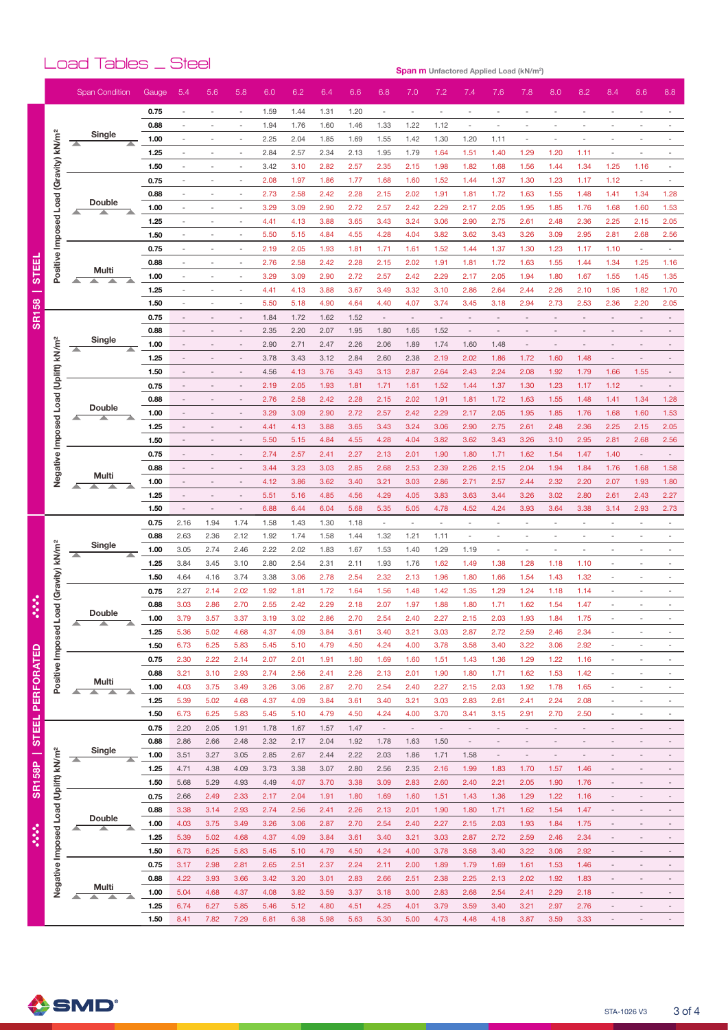# Load Tables _ Steel

**Span m** Unfactored Applied Load (kN/m²)

| Product | Load Type | Span Condition | Gauge | 5.4 | 5.6 | 5.8 | 6.0 | 6.2 | 6.4 | 6.6 | 6.8 | 7.0 | 7.2 | 7.4 | 7.6 | 7.8 | 8.0 | 8.2 | 8.4 | 8.6 | 8.8 |
|---|---|---|---|---|---|---|---|---|---|---|---|---|---|---|---|---|---|---|---|---|---|
| SR158 \| STEEL | Positive Imposed Load (Gravity) kN/m² | Single | 0.75 | - | - | - | 1.59 | 1.44 | 1.31 | 1.20 | - | - | - | - | - | - | - | - | - | - | - |
| | | | 0.88 | - | - | - | 1.94 | 1.76 | 1.60 | 1.46 | 1.33 | 1.22 | 1.12 | - | - | - | - | - | - | - | - |
| | | | 1.00 | - | - | - | 2.25 | 2.04 | 1.85 | 1.69 | 1.55 | 1.42 | 1.30 | 1.20 | 1.11 | - | - | - | - | - | - |
| | | | 1.25 | - | - | - | 2.84 | 2.57 | 2.34 | 2.13 | 1.95 | 1.79 | 1.64 | 1.51 | 1.40 | 1.29 | 1.20 | 1.11 | - | - | - |
| | | | 1.50 | - | - | - | 3.42 | 3.10 | 2.82 | 2.57 | 2.35 | 2.15 | 1.98 | 1.82 | 1.68 | 1.56 | 1.44 | 1.34 | 1.25 | 1.16 | - |
| | | Double | 0.75 | - | - | - | 2.08 | 1.97 | 1.86 | 1.77 | 1.68 | 1.60 | 1.52 | 1.44 | 1.37 | 1.30 | 1.23 | 1.17 | 1.12 | - | - |
| | | | 0.88 | - | - | - | 2.73 | 2.58 | 2.42 | 2.28 | 2.15 | 2.02 | 1.91 | 1.81 | 1.72 | 1.63 | 1.55 | 1.48 | 1.41 | 1.34 | 1.28 |
| | | | 1.00 | - | - | - | 3.29 | 3.09 | 2.90 | 2.72 | 2.57 | 2.42 | 2.29 | 2.17 | 2.05 | 1.95 | 1.85 | 1.76 | 1.68 | 1.60 | 1.53 |
| | | | 1.25 | - | - | - | 4.41 | 4.13 | 3.88 | 3.65 | 3.43 | 3.24 | 3.06 | 2.90 | 2.75 | 2.61 | 2.48 | 2.36 | 2.25 | 2.15 | 2.05 |
| | | | 1.50 | - | - | - | 5.50 | 5.15 | 4.84 | 4.55 | 4.28 | 4.04 | 3.82 | 3.62 | 3.43 | 3.26 | 3.09 | 2.95 | 2.81 | 2.68 | 2.56 |
| | | Multi | 0.75 | - | - | - | 2.19 | 2.05 | 1.93 | 1.81 | 1.71 | 1.61 | 1.52 | 1.44 | 1.37 | 1.30 | 1.23 | 1.17 | 1.10 | - | - |
| | | | 0.88 | - | - | - | 2.76 | 2.58 | 2.42 | 2.28 | 2.15 | 2.02 | 1.91 | 1.81 | 1.72 | 1.63 | 1.55 | 1.44 | 1.34 | 1.25 | 1.16 |
| | | | 1.00 | - | - | - | 3.29 | 3.09 | 2.90 | 2.72 | 2.57 | 2.42 | 2.29 | 2.17 | 2.05 | 1.94 | 1.80 | 1.67 | 1.55 | 1.45 | 1.35 |
| | | | 1.25 | - | - | - | 4.41 | 4.13 | 3.88 | 3.67 | 3.49 | 3.32 | 3.10 | 2.86 | 2.64 | 2.44 | 2.26 | 2.10 | 1.95 | 1.82 | 1.70 |
| | | | 1.50 | - | - | - | 5.50 | 5.18 | 4.90 | 4.64 | 4.40 | 4.07 | 3.74 | 3.45 | 3.18 | 2.94 | 2.73 | 2.53 | 2.36 | 2.20 | 2.05 |
| | Negative Imposed Load (Uplift) kN/m² | Single | 0.75 | - | - | - | 1.84 | 1.72 | 1.62 | 1.52 | - | - | - | - | - | - | - | - | - | - | - |
| | | | 0.88 | - | - | - | 2.35 | 2.20 | 2.07 | 1.95 | 1.80 | 1.65 | 1.52 | - | - | - | - | - | - | - | - |
| | | | 1.00 | - | - | - | 2.90 | 2.71 | 2.47 | 2.26 | 2.06 | 1.89 | 1.74 | 1.60 | 1.48 | - | - | - | - | - | - |
| | | | 1.25 | - | - | - | 3.78 | 3.43 | 3.12 | 2.84 | 2.60 | 2.38 | 2.19 | 2.02 | 1.86 | 1.72 | 1.60 | 1.48 | - | - | - |
| | | | 1.50 | - | - | - | 4.56 | 4.13 | 3.76 | 3.43 | 3.13 | 2.87 | 2.64 | 2.43 | 2.24 | 2.08 | 1.92 | 1.79 | 1.66 | 1.55 | - |
| | | Double | 0.75 | - | - | - | 2.19 | 2.05 | 1.93 | 1.81 | 1.71 | 1.61 | 1.52 | 1.44 | 1.37 | 1.30 | 1.23 | 1.17 | 1.12 | - | - |
| | | | 0.88 | - | - | - | 2.76 | 2.58 | 2.42 | 2.28 | 2.15 | 2.02 | 1.91 | 1.81 | 1.72 | 1.63 | 1.55 | 1.48 | 1.41 | 1.34 | 1.28 |
| | | | 1.00 | - | - | - | 3.29 | 3.09 | 2.90 | 2.72 | 2.57 | 2.42 | 2.29 | 2.17 | 2.05 | 1.95 | 1.85 | 1.76 | 1.68 | 1.60 | 1.53 |
| | | | 1.25 | - | - | - | 4.41 | 4.13 | 3.88 | 3.65 | 3.43 | 3.24 | 3.06 | 2.90 | 2.75 | 2.61 | 2.48 | 2.36 | 2.25 | 2.15 | 2.05 |
| | | | 1.50 | - | - | - | 5.50 | 5.15 | 4.84 | 4.55 | 4.28 | 4.04 | 3.82 | 3.62 | 3.43 | 3.26 | 3.10 | 2.95 | 2.81 | 2.68 | 2.56 |
| | | Multi | 0.75 | - | - | - | 2.74 | 2.57 | 2.41 | 2.27 | 2.13 | 2.01 | 1.90 | 1.80 | 1.71 | 1.62 | 1.54 | 1.47 | 1.40 | - | - |
| | | | 0.88 | - | - | - | 3.44 | 3.23 | 3.03 | 2.85 | 2.68 | 2.53 | 2.39 | 2.26 | 2.15 | 2.04 | 1.94 | 1.84 | 1.76 | 1.68 | 1.58 |
| | | | 1.00 | - | - | - | 4.12 | 3.86 | 3.62 | 3.40 | 3.21 | 3.03 | 2.86 | 2.71 | 2.57 | 2.44 | 2.32 | 2.20 | 2.07 | 1.93 | 1.80 |
| | | | 1.25 | - | - | - | 5.51 | 5.16 | 4.85 | 4.56 | 4.29 | 4.05 | 3.83 | 3.63 | 3.44 | 3.26 | 3.02 | 2.80 | 2.61 | 2.43 | 2.27 |
| | | | 1.50 | - | - | - | 6.88 | 6.44 | 6.04 | 5.68 | 5.35 | 5.05 | 4.78 | 4.52 | 4.24 | 3.93 | 3.64 | 3.38 | 3.14 | 2.93 | 2.73 |
| SR158P \| STEEL PERFORATED | Positive Imposed Load (Gravity) kN/m² | Single | 0.75 | 2.16 | 1.94 | 1.74 | 1.58 | 1.43 | 1.30 | 1.18 | - | - | - | - | - | - | - | - | - | - | - |
| | | | 0.88 | 2.63 | 2.36 | 2.12 | 1.92 | 1.74 | 1.58 | 1.44 | 1.32 | 1.21 | 1.11 | - | - | - | - | - | - | - | - |
| | | | 1.00 | 3.05 | 2.74 | 2.46 | 2.22 | 2.02 | 1.83 | 1.67 | 1.53 | 1.40 | 1.29 | 1.19 | - | - | - | - | - | - | - |
| | | | 1.25 | 3.84 | 3.45 | 3.10 | 2.80 | 2.54 | 2.31 | 2.11 | 1.93 | 1.76 | 1.62 | 1.49 | 1.38 | 1.28 | 1.18 | 1.10 | - | - | - |
| | | | 1.50 | 4.64 | 4.16 | 3.74 | 3.38 | 3.06 | 2.78 | 2.54 | 2.32 | 2.13 | 1.96 | 1.80 | 1.66 | 1.54 | 1.43 | 1.32 | - | - | - |
| | | Double | 0.75 | 2.27 | 2.14 | 2.02 | 1.92 | 1.81 | 1.72 | 1.64 | 1.56 | 1.48 | 1.42 | 1.35 | 1.29 | 1.24 | 1.18 | 1.14 | - | - | - |
| | | | 0.88 | 3.03 | 2.86 | 2.70 | 2.55 | 2.42 | 2.29 | 2.18 | 2.07 | 1.97 | 1.88 | 1.80 | 1.71 | 1.62 | 1.54 | 1.47 | - | - | - |
| | | | 1.00 | 3.79 | 3.57 | 3.37 | 3.19 | 3.02 | 2.86 | 2.70 | 2.54 | 2.40 | 2.27 | 2.15 | 2.03 | 1.93 | 1.84 | 1.75 | - | - | - |
| | | | 1.25 | 5.36 | 5.02 | 4.68 | 4.37 | 4.09 | 3.84 | 3.61 | 3.40 | 3.21 | 3.03 | 2.87 | 2.72 | 2.59 | 2.46 | 2.34 | - | - | - |
| | | | 1.50 | 6.73 | 6.25 | 5.83 | 5.45 | 5.10 | 4.79 | 4.50 | 4.24 | 4.00 | 3.78 | 3.58 | 3.40 | 3.22 | 3.06 | 2.92 | - | - | - |
| | | Multi | 0.75 | 2.30 | 2.22 | 2.14 | 2.07 | 2.01 | 1.91 | 1.80 | 1.69 | 1.60 | 1.51 | 1.43 | 1.36 | 1.29 | 1.22 | 1.16 | - | - | - |
| | | | 0.88 | 3.21 | 3.10 | 2.93 | 2.74 | 2.56 | 2.41 | 2.26 | 2.13 | 2.01 | 1.90 | 1.80 | 1.71 | 1.62 | 1.53 | 1.42 | - | - | - |
| | | | 1.00 | 4.03 | 3.75 | 3.49 | 3.26 | 3.06 | 2.87 | 2.70 | 2.54 | 2.40 | 2.27 | 2.15 | 2.03 | 1.92 | 1.78 | 1.65 | - | - | - |
| | | | 1.25 | 5.39 | 5.02 | 4.68 | 4.37 | 4.09 | 3.84 | 3.61 | 3.40 | 3.21 | 3.03 | 2.83 | 2.61 | 2.41 | 2.24 | 2.08 | - | - | - |
| | | | 1.50 | 6.73 | 6.25 | 5.83 | 5.45 | 5.10 | 4.79 | 4.50 | 4.24 | 4.00 | 3.70 | 3.41 | 3.15 | 2.91 | 2.70 | 2.50 | - | - | - |
| | Negative Imposed Load (Uplift) kN/m² | Single | 0.75 | 2.20 | 2.05 | 1.91 | 1.78 | 1.67 | 1.57 | 1.47 | - | - | - | - | - | - | - | - | - | - | - |
| | | | 0.88 | 2.86 | 2.66 | 2.48 | 2.32 | 2.17 | 2.04 | 1.92 | 1.78 | 1.63 | 1.50 | - | - | - | - | - | - | - | - |
| | | | 1.00 | 3.51 | 3.27 | 3.05 | 2.85 | 2.67 | 2.44 | 2.22 | 2.03 | 1.86 | 1.71 | 1.58 | - | - | - | - | - | - | - |
| | | | 1.25 | 4.71 | 4.38 | 4.09 | 3.73 | 3.38 | 3.07 | 2.80 | 2.56 | 2.35 | 2.16 | 1.99 | 1.83 | 1.70 | 1.57 | 1.46 | - | - | - |
| | | | 1.50 | 5.68 | 5.29 | 4.93 | 4.49 | 4.07 | 3.70 | 3.38 | 3.09 | 2.83 | 2.60 | 2.40 | 2.21 | 2.05 | 1.90 | 1.76 | - | - | - |
| | | Double | 0.75 | 2.66 | 2.49 | 2.33 | 2.17 | 2.04 | 1.91 | 1.80 | 1.69 | 1.60 | 1.51 | 1.43 | 1.36 | 1.29 | 1.22 | 1.16 | - | - | - |
| | | | 0.88 | 3.38 | 3.14 | 2.93 | 2.74 | 2.56 | 2.41 | 2.26 | 2.13 | 2.01 | 1.90 | 1.80 | 1.71 | 1.62 | 1.54 | 1.47 | - | - | - |
| | | | 1.00 | 4.03 | 3.75 | 3.49 | 3.26 | 3.06 | 2.87 | 2.70 | 2.54 | 2.40 | 2.27 | 2.15 | 2.03 | 1.93 | 1.84 | 1.75 | - | - | - |
| | | | 1.25 | 5.39 | 5.02 | 4.68 | 4.37 | 4.09 | 3.84 | 3.61 | 3.40 | 3.21 | 3.03 | 2.87 | 2.72 | 2.59 | 2.46 | 2.34 | - | - | - |
| | | | 1.50 | 6.73 | 6.25 | 5.83 | 5.45 | 5.10 | 4.79 | 4.50 | 4.24 | 4.00 | 3.78 | 3.58 | 3.40 | 3.22 | 3.06 | 2.92 | - | - | - |
| | | Multi | 0.75 | 3.17 | 2.98 | 2.81 | 2.65 | 2.51 | 2.37 | 2.24 | 2.11 | 2.00 | 1.89 | 1.79 | 1.69 | 1.61 | 1.53 | 1.46 | - | - | - |
| | | | 0.88 | 4.22 | 3.93 | 3.66 | 3.42 | 3.20 | 3.01 | 2.83 | 2.66 | 2.51 | 2.38 | 2.25 | 2.13 | 2.02 | 1.92 | 1.83 | - | - | - |
| | | | 1.00 | 5.04 | 4.68 | 4.37 | 4.08 | 3.82 | 3.59 | 3.37 | 3.18 | 3.00 | 2.83 | 2.68 | 2.54 | 2.41 | 2.29 | 2.18 | - | - | - |
| | | | 1.25 | 6.74 | 6.27 | 5.85 | 5.46 | 5.12 | 4.80 | 4.51 | 4.25 | 4.01 | 3.79 | 3.59 | 3.40 | 3.21 | 2.97 | 2.76 | - | - | - |
| | | | 1.50 | 8.41 | 7.82 | 7.29 | 6.81 | 6.38 | 5.98 | 5.63 | 5.30 | 5.00 | 4.73 | 4.48 | 4.18 | 3.87 | 3.59 | 3.33 | - | - | - |

STA-1026 V3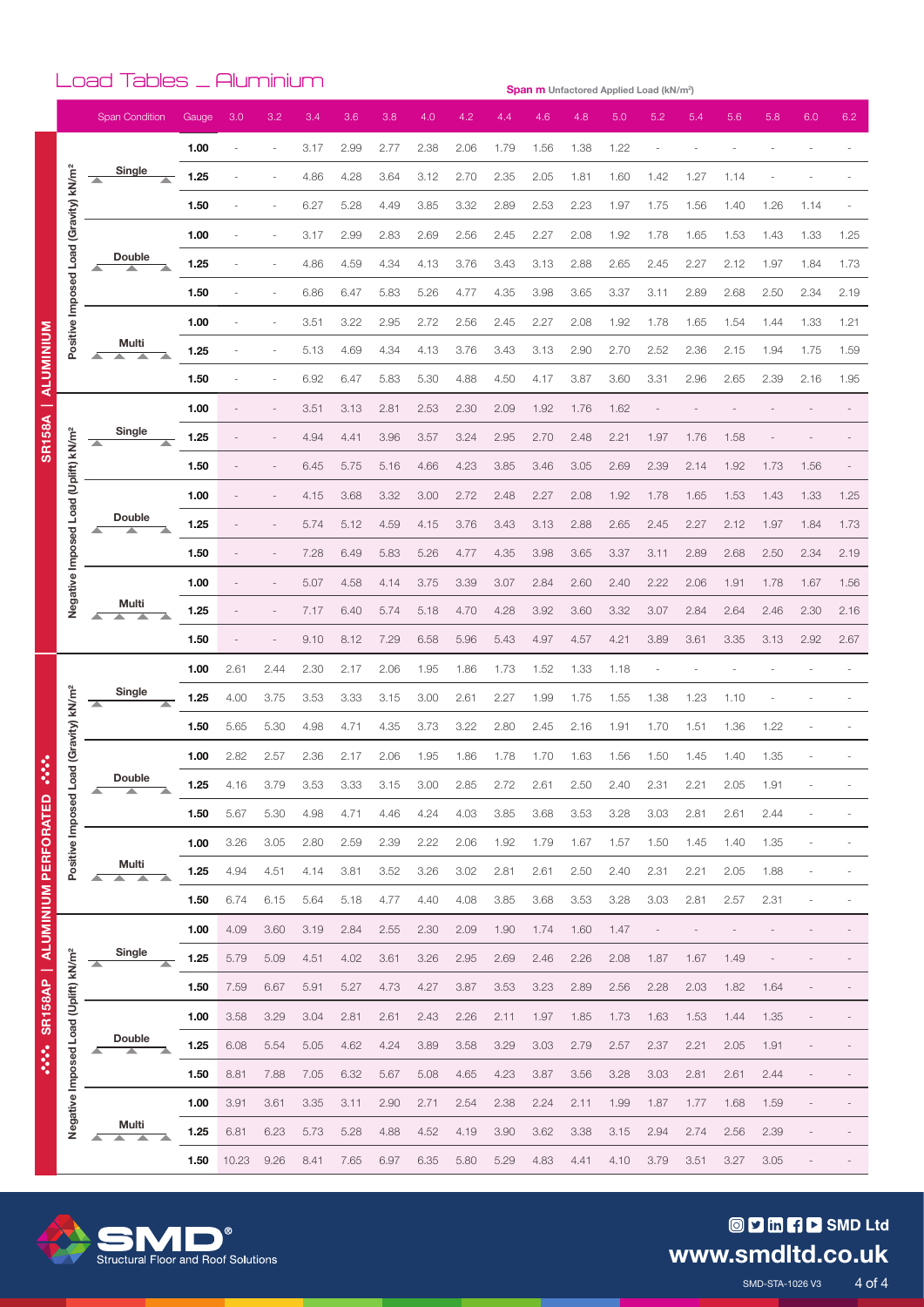# Load Tables _ Aluminium

**Span m** Unfactored Applied Load (kN/m²)

| Product | Load | Span Condition | Gauge | 3.0 | 3.2 | 3.4 | 3.6 | 3.8 | 4.0 | 4.2 | 4.4 | 4.6 | 4.8 | 5.0 | 5.2 | 5.4 | 5.6 | 5.8 | 6.0 | 6.2 |
|---|---|---|---|---|---|---|---|---|---|---|---|---|---|---|---|---|---|---|---|---|
| SR158A \| ALUMINIUM | Positive Imposed Load (Gravity) kN/m² | Single | 1.00 | - | - | 3.17 | 2.99 | 2.77 | 2.38 | 2.06 | 1.79 | 1.56 | 1.38 | 1.22 | - | - | - | - | - | - |
| | | | 1.25 | - | - | 4.86 | 4.28 | 3.64 | 3.12 | 2.70 | 2.35 | 2.05 | 1.81 | 1.60 | 1.42 | 1.27 | 1.14 | - | - | - |
| | | | 1.50 | - | - | 6.27 | 5.28 | 4.49 | 3.85 | 3.32 | 2.89 | 2.53 | 2.23 | 1.97 | 1.75 | 1.56 | 1.40 | 1.26 | 1.14 | - |
| | | Double | 1.00 | - | - | 3.17 | 2.99 | 2.83 | 2.69 | 2.56 | 2.45 | 2.27 | 2.08 | 1.92 | 1.78 | 1.65 | 1.53 | 1.43 | 1.33 | 1.25 |
| | | | 1.25 | - | - | 4.86 | 4.59 | 4.34 | 4.13 | 3.76 | 3.43 | 3.13 | 2.88 | 2.65 | 2.45 | 2.27 | 2.12 | 1.97 | 1.84 | 1.73 |
| | | | 1.50 | - | - | 6.86 | 6.47 | 5.83 | 5.26 | 4.77 | 4.35 | 3.98 | 3.65 | 3.37 | 3.11 | 2.89 | 2.68 | 2.50 | 2.34 | 2.19 |
| | | Multi | 1.00 | - | - | 3.51 | 3.22 | 2.95 | 2.72 | 2.56 | 2.45 | 2.27 | 2.08 | 1.92 | 1.78 | 1.65 | 1.54 | 1.44 | 1.33 | 1.21 |
| | | | 1.25 | - | - | 5.13 | 4.69 | 4.34 | 4.13 | 3.76 | 3.43 | 3.13 | 2.90 | 2.70 | 2.52 | 2.36 | 2.15 | 1.94 | 1.75 | 1.59 |
| | | | 1.50 | - | - | 6.92 | 6.47 | 5.83 | 5.30 | 4.88 | 4.50 | 4.17 | 3.87 | 3.60 | 3.31 | 2.96 | 2.65 | 2.39 | 2.16 | 1.95 |
| | Negative Imposed Load (Uplift) kN/m² | Single | 1.00 | - | - | 3.51 | 3.13 | 2.81 | 2.53 | 2.30 | 2.09 | 1.92 | 1.76 | 1.62 | - | - | - | - | - | - |
| | | | 1.25 | - | - | 4.94 | 4.41 | 3.96 | 3.57 | 3.24 | 2.95 | 2.70 | 2.48 | 2.21 | 1.97 | 1.76 | 1.58 | - | - | - |
| | | | 1.50 | - | - | 6.45 | 5.75 | 5.16 | 4.66 | 4.23 | 3.85 | 3.46 | 3.05 | 2.69 | 2.39 | 2.14 | 1.92 | 1.73 | 1.56 | - |
| | | Double | 1.00 | - | - | 4.15 | 3.68 | 3.32 | 3.00 | 2.72 | 2.48 | 2.27 | 2.08 | 1.92 | 1.78 | 1.65 | 1.53 | 1.43 | 1.33 | 1.25 |
| | | | 1.25 | - | - | 5.74 | 5.12 | 4.59 | 4.15 | 3.76 | 3.43 | 3.13 | 2.88 | 2.65 | 2.45 | 2.27 | 2.12 | 1.97 | 1.84 | 1.73 |
| | | | 1.50 | - | - | 7.28 | 6.49 | 5.83 | 5.26 | 4.77 | 4.35 | 3.98 | 3.65 | 3.37 | 3.11 | 2.89 | 2.68 | 2.50 | 2.34 | 2.19 |
| | | Multi | 1.00 | - | - | 5.07 | 4.58 | 4.14 | 3.75 | 3.39 | 3.07 | 2.84 | 2.60 | 2.40 | 2.22 | 2.06 | 1.91 | 1.78 | 1.67 | 1.56 |
| | | | 1.25 | - | - | 7.17 | 6.40 | 5.74 | 5.18 | 4.70 | 4.28 | 3.92 | 3.60 | 3.32 | 3.07 | 2.84 | 2.64 | 2.46 | 2.30 | 2.16 |
| | | | 1.50 | - | - | 9.10 | 8.12 | 7.29 | 6.58 | 5.96 | 5.43 | 4.97 | 4.57 | 4.21 | 3.89 | 3.61 | 3.35 | 3.13 | 2.92 | 2.67 |
| SR158AP \| ALUMINIUM PERFORATED | Positive Imposed Load (Gravity) kN/m² | Single | 1.00 | 2.61 | 2.44 | 2.30 | 2.17 | 2.06 | 1.95 | 1.86 | 1.73 | 1.52 | 1.33 | 1.18 | - | - | - | - | - | - |
| | | | 1.25 | 4.00 | 3.75 | 3.53 | 3.33 | 3.15 | 3.00 | 2.61 | 2.27 | 1.99 | 1.75 | 1.55 | 1.38 | 1.23 | 1.10 | - | - | - |
| | | | 1.50 | 5.65 | 5.30 | 4.98 | 4.71 | 4.35 | 3.73 | 3.22 | 2.80 | 2.45 | 2.16 | 1.91 | 1.70 | 1.51 | 1.36 | 1.22 | - | - |
| | | Double | 1.00 | 2.82 | 2.57 | 2.36 | 2.17 | 2.06 | 1.95 | 1.86 | 1.78 | 1.70 | 1.63 | 1.56 | 1.50 | 1.45 | 1.40 | 1.35 | - | - |
| | | | 1.25 | 4.16 | 3.79 | 3.53 | 3.33 | 3.15 | 3.00 | 2.85 | 2.72 | 2.61 | 2.50 | 2.40 | 2.31 | 2.21 | 2.05 | 1.91 | - | - |
| | | | 1.50 | 5.67 | 5.30 | 4.98 | 4.71 | 4.46 | 4.24 | 4.03 | 3.85 | 3.68 | 3.53 | 3.28 | 3.03 | 2.81 | 2.61 | 2.44 | - | - |
| | | Multi | 1.00 | 3.26 | 3.05 | 2.80 | 2.59 | 2.39 | 2.22 | 2.06 | 1.92 | 1.79 | 1.67 | 1.57 | 1.50 | 1.45 | 1.40 | 1.35 | - | - |
| | | | 1.25 | 4.94 | 4.51 | 4.14 | 3.81 | 3.52 | 3.26 | 3.02 | 2.81 | 2.61 | 2.50 | 2.40 | 2.31 | 2.21 | 2.05 | 1.88 | - | - |
| | | | 1.50 | 6.74 | 6.15 | 5.64 | 5.18 | 4.77 | 4.40 | 4.08 | 3.85 | 3.68 | 3.53 | 3.28 | 3.03 | 2.81 | 2.57 | 2.31 | - | - |
| | Negative Imposed Load (Uplift) kN/m² | Single | 1.00 | 4.09 | 3.60 | 3.19 | 2.84 | 2.55 | 2.30 | 2.09 | 1.90 | 1.74 | 1.60 | 1.47 | - | - | - | - | - | - |
| | | | 1.25 | 5.79 | 5.09 | 4.51 | 4.02 | 3.61 | 3.26 | 2.95 | 2.69 | 2.46 | 2.26 | 2.08 | 1.87 | 1.67 | 1.49 | - | - | - |
| | | | 1.50 | 7.59 | 6.67 | 5.91 | 5.27 | 4.73 | 4.27 | 3.87 | 3.53 | 3.23 | 2.89 | 2.56 | 2.28 | 2.03 | 1.82 | 1.64 | - | - |
| | | Double | 1.00 | 3.58 | 3.29 | 3.04 | 2.81 | 2.61 | 2.43 | 2.26 | 2.11 | 1.97 | 1.85 | 1.73 | 1.63 | 1.53 | 1.44 | 1.35 | - | - |
| | | | 1.25 | 6.08 | 5.54 | 5.05 | 4.62 | 4.24 | 3.89 | 3.58 | 3.29 | 3.03 | 2.79 | 2.57 | 2.37 | 2.21 | 2.05 | 1.91 | - | - |
| | | | 1.50 | 8.81 | 7.88 | 7.05 | 6.32 | 5.67 | 5.08 | 4.65 | 4.23 | 3.87 | 3.56 | 3.28 | 3.03 | 2.81 | 2.61 | 2.44 | - | - |
| | | Multi | 1.00 | 3.91 | 3.61 | 3.35 | 3.11 | 2.90 | 2.71 | 2.54 | 2.38 | 2.24 | 2.11 | 1.99 | 1.87 | 1.77 | 1.68 | 1.59 | - | - |
| | | | 1.25 | 6.81 | 6.23 | 5.73 | 5.28 | 4.88 | 4.52 | 4.19 | 3.90 | 3.62 | 3.38 | 3.15 | 2.94 | 2.74 | 2.56 | 2.39 | - | - |
| | | | 1.50 | 10.23 | 9.26 | 8.41 | 7.65 | 6.97 | 6.35 | 5.80 | 5.29 | 4.83 | 4.41 | 4.10 | 3.79 | 3.51 | 3.27 | 3.05 | - | - |

SMD® Structural Floor and Roof Solutions

SMD Ltd
www.smdltd.co.uk

SMD-STA-1026 V3